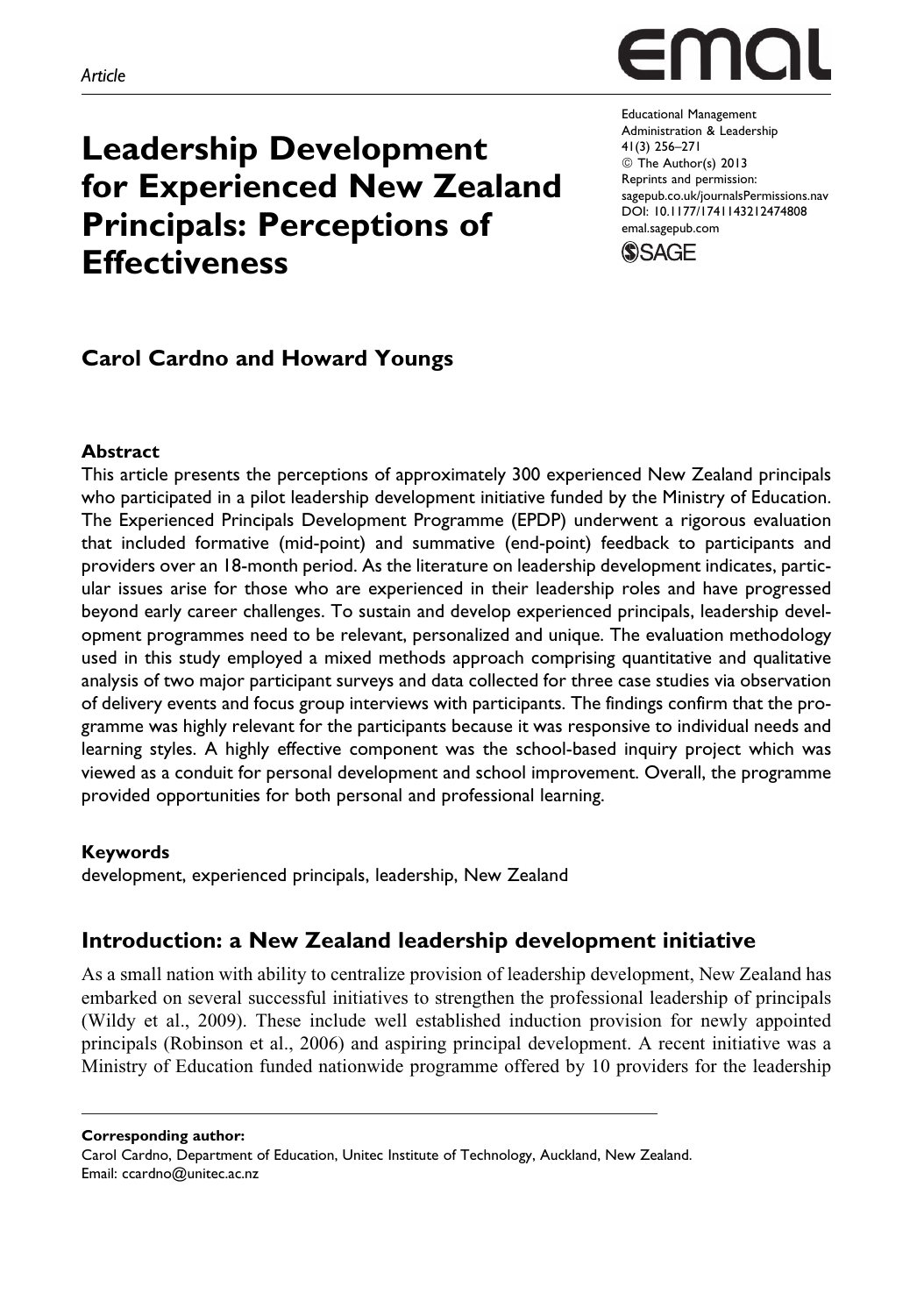*Article*

# Leadership Development for Experienced New Zealand Principals: Perceptions of Effectiveness

Educational Management Administration & Leadership
41(3) 256–271
© The Author(s) 2013
Reprints and permission: sagepub.co.uk/journalsPermissions.nav
DOI: 10.1177/1741143212474808
emal.sagepub.com

**Carol Cardno and Howard Youngs**

## Abstract

This article presents the perceptions of approximately 300 experienced New Zealand principals who participated in a pilot leadership development initiative funded by the Ministry of Education. The Experienced Principals Development Programme (EPDP) underwent a rigorous evaluation that included formative (mid-point) and summative (end-point) feedback to participants and providers over an 18-month period. As the literature on leadership development indicates, particular issues arise for those who are experienced in their leadership roles and have progressed beyond early career challenges. To sustain and develop experienced principals, leadership development programmes need to be relevant, personalized and unique. The evaluation methodology used in this study employed a mixed methods approach comprising quantitative and qualitative analysis of two major participant surveys and data collected for three case studies via observation of delivery events and focus group interviews with participants. The findings confirm that the programme was highly relevant for the participants because it was responsive to individual needs and learning styles. A highly effective component was the school-based inquiry project which was viewed as a conduit for personal development and school improvement. Overall, the programme provided opportunities for both personal and professional learning.

## Keywords

development, experienced principals, leadership, New Zealand

## Introduction: a New Zealand leadership development initiative

As a small nation with ability to centralize provision of leadership development, New Zealand has embarked on several successful initiatives to strengthen the professional leadership of principals (Wildy et al., 2009). These include well established induction provision for newly appointed principals (Robinson et al., 2006) and aspiring principal development. A recent initiative was a Ministry of Education funded nationwide programme offered by 10 providers for the leadership

**Corresponding author:**
Carol Cardno, Department of Education, Unitec Institute of Technology, Auckland, New Zealand.
Email: ccardno@unitec.ac.nz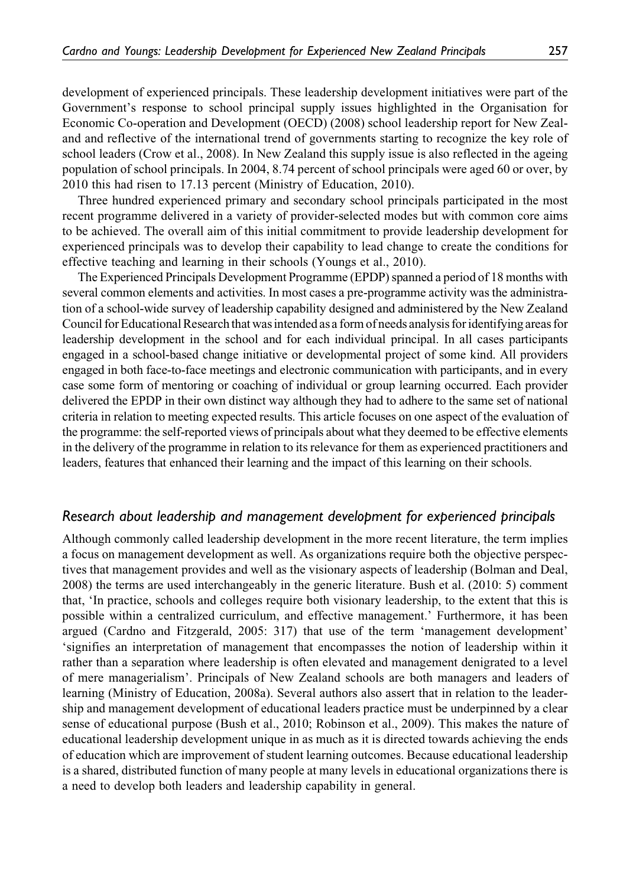development of experienced principals. These leadership development initiatives were part of the Government's response to school principal supply issues highlighted in the Organisation for Economic Co-operation and Development (OECD) (2008) school leadership report for New Zealand and reflective of the international trend of governments starting to recognize the key role of school leaders (Crow et al., 2008). In New Zealand this supply issue is also reflected in the ageing population of school principals. In 2004, 8.74 percent of school principals were aged 60 or over, by 2010 this had risen to 17.13 percent (Ministry of Education, 2010).

Three hundred experienced primary and secondary school principals participated in the most recent programme delivered in a variety of provider-selected modes but with common core aims to be achieved. The overall aim of this initial commitment to provide leadership development for experienced principals was to develop their capability to lead change to create the conditions for effective teaching and learning in their schools (Youngs et al., 2010).

The Experienced Principals Development Programme (EPDP) spanned a period of 18 months with several common elements and activities. In most cases a pre-programme activity was the administration of a school-wide survey of leadership capability designed and administered by the New Zealand Council for Educational Research that was intended as a form of needs analysis for identifying areas for leadership development in the school and for each individual principal. In all cases participants engaged in a school-based change initiative or developmental project of some kind. All providers engaged in both face-to-face meetings and electronic communication with participants, and in every case some form of mentoring or coaching of individual or group learning occurred. Each provider delivered the EPDP in their own distinct way although they had to adhere to the same set of national criteria in relation to meeting expected results. This article focuses on one aspect of the evaluation of the programme: the self-reported views of principals about what they deemed to be effective elements in the delivery of the programme in relation to its relevance for them as experienced practitioners and leaders, features that enhanced their learning and the impact of this learning on their schools.

## *Research about leadership and management development for experienced principals*

Although commonly called leadership development in the more recent literature, the term implies a focus on management development as well. As organizations require both the objective perspectives that management provides and well as the visionary aspects of leadership (Bolman and Deal, 2008) the terms are used interchangeably in the generic literature. Bush et al. (2010: 5) comment that, 'In practice, schools and colleges require both visionary leadership, to the extent that this is possible within a centralized curriculum, and effective management.' Furthermore, it has been argued (Cardno and Fitzgerald, 2005: 317) that use of the term 'management development' 'signifies an interpretation of management that encompasses the notion of leadership within it rather than a separation where leadership is often elevated and management denigrated to a level of mere managerialism'. Principals of New Zealand schools are both managers and leaders of learning (Ministry of Education, 2008a). Several authors also assert that in relation to the leadership and management development of educational leaders practice must be underpinned by a clear sense of educational purpose (Bush et al., 2010; Robinson et al., 2009). This makes the nature of educational leadership development unique in as much as it is directed towards achieving the ends of education which are improvement of student learning outcomes. Because educational leadership is a shared, distributed function of many people at many levels in educational organizations there is a need to develop both leaders and leadership capability in general.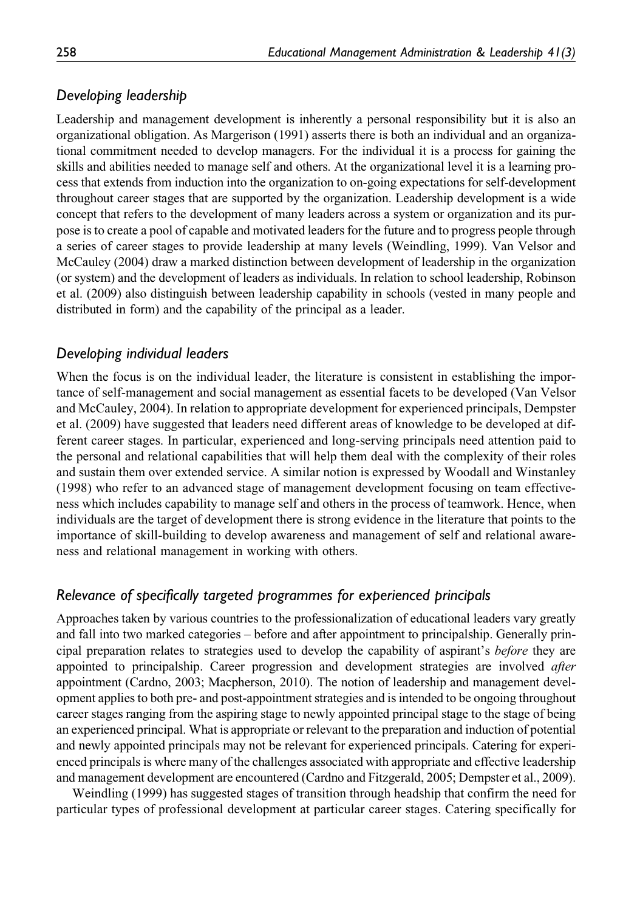## *Developing leadership*

Leadership and management development is inherently a personal responsibility but it is also an organizational obligation. As Margerison (1991) asserts there is both an individual and an organizational commitment needed to develop managers. For the individual it is a process for gaining the skills and abilities needed to manage self and others. At the organizational level it is a learning process that extends from induction into the organization to on-going expectations for self-development throughout career stages that are supported by the organization. Leadership development is a wide concept that refers to the development of many leaders across a system or organization and its purpose is to create a pool of capable and motivated leaders for the future and to progress people through a series of career stages to provide leadership at many levels (Weindling, 1999). Van Velsor and McCauley (2004) draw a marked distinction between development of leadership in the organization (or system) and the development of leaders as individuals. In relation to school leadership, Robinson et al. (2009) also distinguish between leadership capability in schools (vested in many people and distributed in form) and the capability of the principal as a leader.

## *Developing individual leaders*

When the focus is on the individual leader, the literature is consistent in establishing the importance of self-management and social management as essential facets to be developed (Van Velsor and McCauley, 2004). In relation to appropriate development for experienced principals, Dempster et al. (2009) have suggested that leaders need different areas of knowledge to be developed at different career stages. In particular, experienced and long-serving principals need attention paid to the personal and relational capabilities that will help them deal with the complexity of their roles and sustain them over extended service. A similar notion is expressed by Woodall and Winstanley (1998) who refer to an advanced stage of management development focusing on team effectiveness which includes capability to manage self and others in the process of teamwork. Hence, when individuals are the target of development there is strong evidence in the literature that points to the importance of skill-building to develop awareness and management of self and relational awareness and relational management in working with others.

## *Relevance of specifically targeted programmes for experienced principals*

Approaches taken by various countries to the professionalization of educational leaders vary greatly and fall into two marked categories – before and after appointment to principalship. Generally principal preparation relates to strategies used to develop the capability of aspirant's *before* they are appointed to principalship. Career progression and development strategies are involved *after* appointment (Cardno, 2003; Macpherson, 2010). The notion of leadership and management development applies to both pre- and post-appointment strategies and is intended to be ongoing throughout career stages ranging from the aspiring stage to newly appointed principal stage to the stage of being an experienced principal. What is appropriate or relevant to the preparation and induction of potential and newly appointed principals may not be relevant for experienced principals. Catering for experienced principals is where many of the challenges associated with appropriate and effective leadership and management development are encountered (Cardno and Fitzgerald, 2005; Dempster et al., 2009).

Weindling (1999) has suggested stages of transition through headship that confirm the need for particular types of professional development at particular career stages. Catering specifically for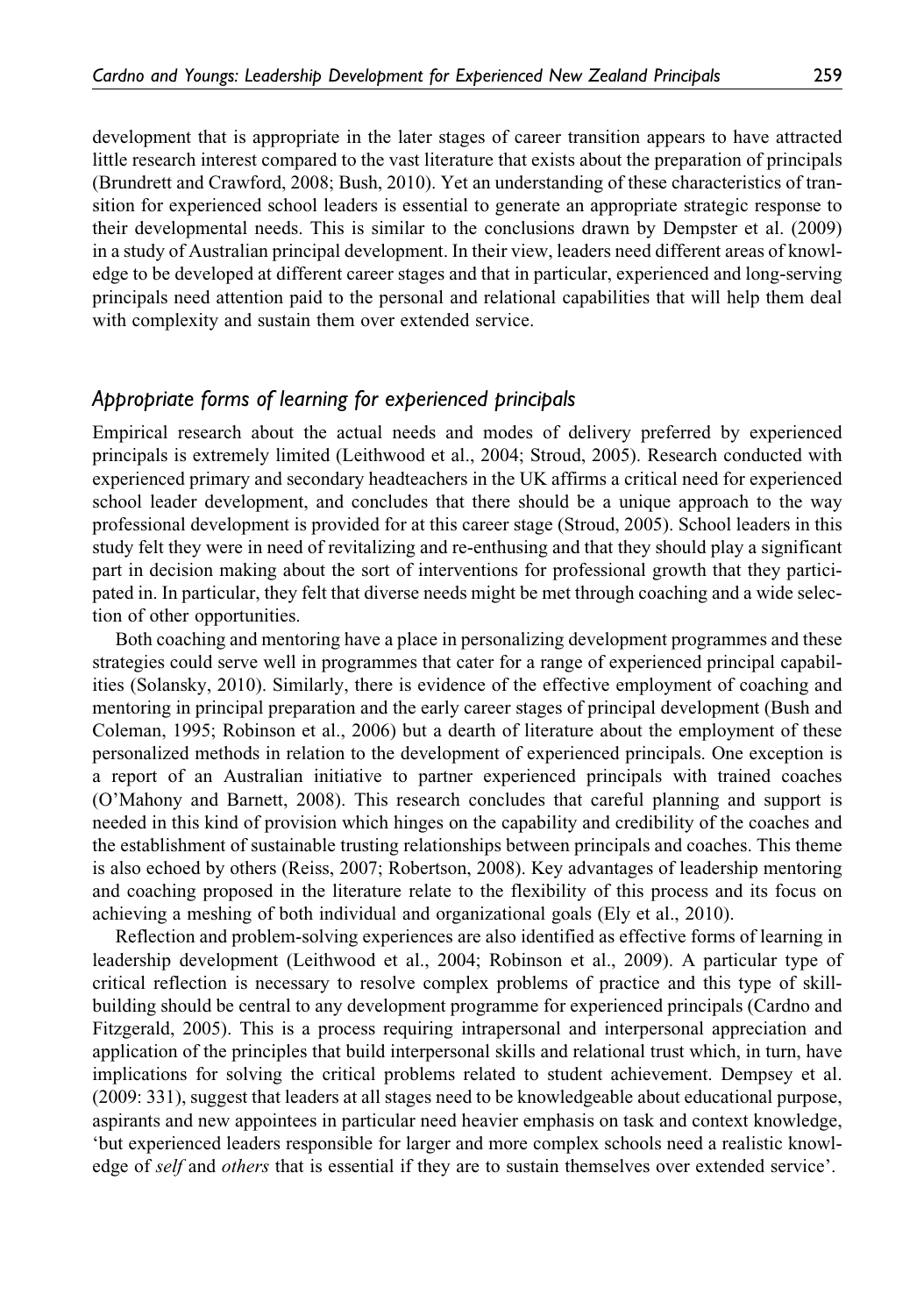development that is appropriate in the later stages of career transition appears to have attracted little research interest compared to the vast literature that exists about the preparation of principals (Brundrett and Crawford, 2008; Bush, 2010). Yet an understanding of these characteristics of transition for experienced school leaders is essential to generate an appropriate strategic response to their developmental needs. This is similar to the conclusions drawn by Dempster et al. (2009) in a study of Australian principal development. In their view, leaders need different areas of knowledge to be developed at different career stages and that in particular, experienced and long-serving principals need attention paid to the personal and relational capabilities that will help them deal with complexity and sustain them over extended service.

## *Appropriate forms of learning for experienced principals*

Empirical research about the actual needs and modes of delivery preferred by experienced principals is extremely limited (Leithwood et al., 2004; Stroud, 2005). Research conducted with experienced primary and secondary headteachers in the UK affirms a critical need for experienced school leader development, and concludes that there should be a unique approach to the way professional development is provided for at this career stage (Stroud, 2005). School leaders in this study felt they were in need of revitalizing and re-enthusing and that they should play a significant part in decision making about the sort of interventions for professional growth that they participated in. In particular, they felt that diverse needs might be met through coaching and a wide selection of other opportunities.

Both coaching and mentoring have a place in personalizing development programmes and these strategies could serve well in programmes that cater for a range of experienced principal capabilities (Solansky, 2010). Similarly, there is evidence of the effective employment of coaching and mentoring in principal preparation and the early career stages of principal development (Bush and Coleman, 1995; Robinson et al., 2006) but a dearth of literature about the employment of these personalized methods in relation to the development of experienced principals. One exception is a report of an Australian initiative to partner experienced principals with trained coaches (O'Mahony and Barnett, 2008). This research concludes that careful planning and support is needed in this kind of provision which hinges on the capability and credibility of the coaches and the establishment of sustainable trusting relationships between principals and coaches. This theme is also echoed by others (Reiss, 2007; Robertson, 2008). Key advantages of leadership mentoring and coaching proposed in the literature relate to the flexibility of this process and its focus on achieving a meshing of both individual and organizational goals (Ely et al., 2010).

Reflection and problem-solving experiences are also identified as effective forms of learning in leadership development (Leithwood et al., 2004; Robinson et al., 2009). A particular type of critical reflection is necessary to resolve complex problems of practice and this type of skill-building should be central to any development programme for experienced principals (Cardno and Fitzgerald, 2005). This is a process requiring intrapersonal and interpersonal appreciation and application of the principles that build interpersonal skills and relational trust which, in turn, have implications for solving the critical problems related to student achievement. Dempsey et al. (2009: 331), suggest that leaders at all stages need to be knowledgeable about educational purpose, aspirants and new appointees in particular need heavier emphasis on task and context knowledge, 'but experienced leaders responsible for larger and more complex schools need a realistic knowledge of *self* and *others* that is essential if they are to sustain themselves over extended service'.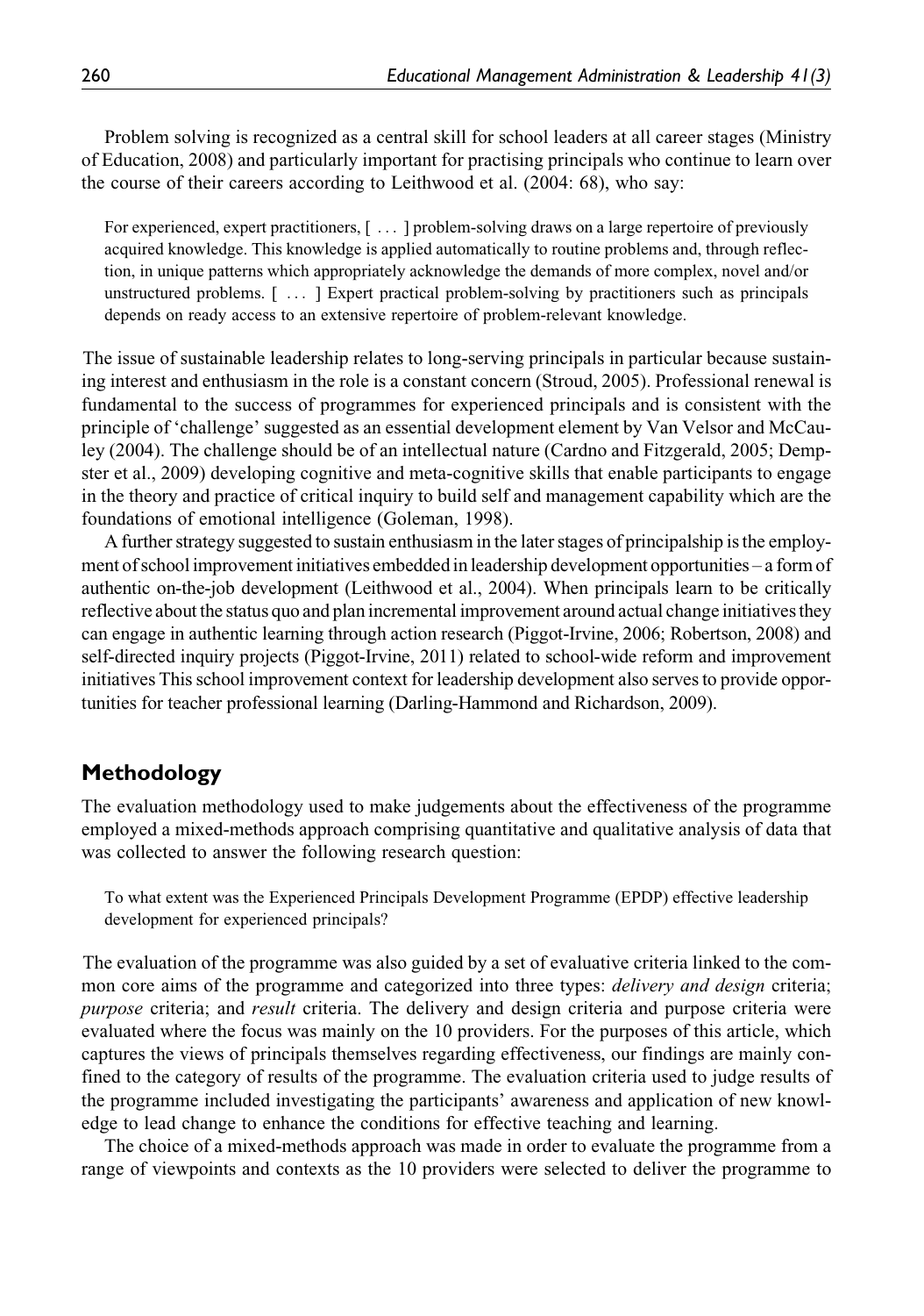Problem solving is recognized as a central skill for school leaders at all career stages (Ministry of Education, 2008) and particularly important for practising principals who continue to learn over the course of their careers according to Leithwood et al. (2004: 68), who say:

> For experienced, expert practitioners, [ ... ] problem-solving draws on a large repertoire of previously acquired knowledge. This knowledge is applied automatically to routine problems and, through reflection, in unique patterns which appropriately acknowledge the demands of more complex, novel and/or unstructured problems. [ ... ] Expert practical problem-solving by practitioners such as principals depends on ready access to an extensive repertoire of problem-relevant knowledge.

The issue of sustainable leadership relates to long-serving principals in particular because sustaining interest and enthusiasm in the role is a constant concern (Stroud, 2005). Professional renewal is fundamental to the success of programmes for experienced principals and is consistent with the principle of 'challenge' suggested as an essential development element by Van Velsor and McCauley (2004). The challenge should be of an intellectual nature (Cardno and Fitzgerald, 2005; Dempster et al., 2009) developing cognitive and meta-cognitive skills that enable participants to engage in the theory and practice of critical inquiry to build self and management capability which are the foundations of emotional intelligence (Goleman, 1998).

A further strategy suggested to sustain enthusiasm in the later stages of principalship is the employment of school improvement initiatives embedded in leadership development opportunities – a form of authentic on-the-job development (Leithwood et al., 2004). When principals learn to be critically reflective about the status quo and plan incremental improvement around actual change initiatives they can engage in authentic learning through action research (Piggot-Irvine, 2006; Robertson, 2008) and self-directed inquiry projects (Piggot-Irvine, 2011) related to school-wide reform and improvement initiatives This school improvement context for leadership development also serves to provide opportunities for teacher professional learning (Darling-Hammond and Richardson, 2009).

## Methodology

The evaluation methodology used to make judgements about the effectiveness of the programme employed a mixed-methods approach comprising quantitative and qualitative analysis of data that was collected to answer the following research question:

> To what extent was the Experienced Principals Development Programme (EPDP) effective leadership development for experienced principals?

The evaluation of the programme was also guided by a set of evaluative criteria linked to the common core aims of the programme and categorized into three types: *delivery and design* criteria; *purpose* criteria; and *result* criteria. The delivery and design criteria and purpose criteria were evaluated where the focus was mainly on the 10 providers. For the purposes of this article, which captures the views of principals themselves regarding effectiveness, our findings are mainly confined to the category of results of the programme. The evaluation criteria used to judge results of the programme included investigating the participants' awareness and application of new knowledge to lead change to enhance the conditions for effective teaching and learning.

The choice of a mixed-methods approach was made in order to evaluate the programme from a range of viewpoints and contexts as the 10 providers were selected to deliver the programme to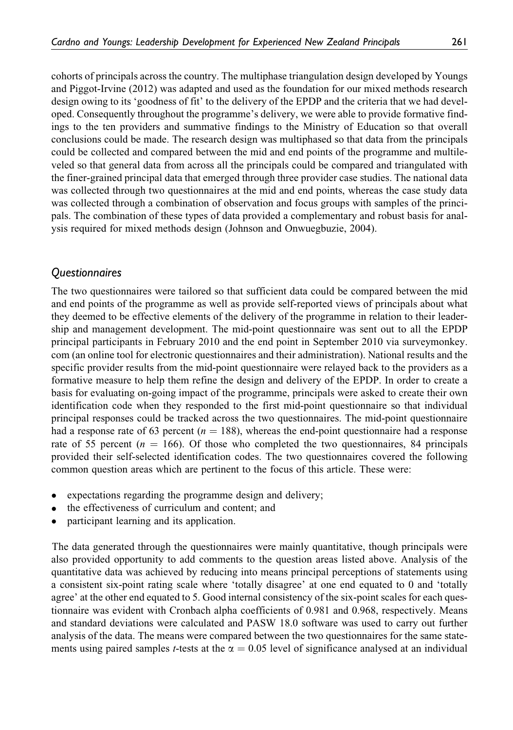cohorts of principals across the country. The multiphase triangulation design developed by Youngs and Piggot-Irvine (2012) was adapted and used as the foundation for our mixed methods research design owing to its 'goodness of fit' to the delivery of the EPDP and the criteria that we had developed. Consequently throughout the programme's delivery, we were able to provide formative findings to the ten providers and summative findings to the Ministry of Education so that overall conclusions could be made. The research design was multiphased so that data from the principals could be collected and compared between the mid and end points of the programme and multileveled so that general data from across all the principals could be compared and triangulated with the finer-grained principal data that emerged through three provider case studies. The national data was collected through two questionnaires at the mid and end points, whereas the case study data was collected through a combination of observation and focus groups with samples of the principals. The combination of these types of data provided a complementary and robust basis for analysis required for mixed methods design (Johnson and Onwuegbuzie, 2004).

## *Questionnaires*

The two questionnaires were tailored so that sufficient data could be compared between the mid and end points of the programme as well as provide self-reported views of principals about what they deemed to be effective elements of the delivery of the programme in relation to their leadership and management development. The mid-point questionnaire was sent out to all the EPDP principal participants in February 2010 and the end point in September 2010 via surveymonkey.com (an online tool for electronic questionnaires and their administration). National results and the specific provider results from the mid-point questionnaire were relayed back to the providers as a formative measure to help them refine the design and delivery of the EPDP. In order to create a basis for evaluating on-going impact of the programme, principals were asked to create their own identification code when they responded to the first mid-point questionnaire so that individual principal responses could be tracked across the two questionnaires. The mid-point questionnaire had a response rate of 63 percent ($n = 188$), whereas the end-point questionnaire had a response rate of 55 percent ($n = 166$). Of those who completed the two questionnaires, 84 principals provided their self-selected identification codes. The two questionnaires covered the following common question areas which are pertinent to the focus of this article. These were:

- expectations regarding the programme design and delivery;
- the effectiveness of curriculum and content; and
- participant learning and its application.

The data generated through the questionnaires were mainly quantitative, though principals were also provided opportunity to add comments to the question areas listed above. Analysis of the quantitative data was achieved by reducing into means principal perceptions of statements using a consistent six-point rating scale where 'totally disagree' at one end equated to 0 and 'totally agree' at the other end equated to 5. Good internal consistency of the six-point scales for each questionnaire was evident with Cronbach alpha coefficients of 0.981 and 0.968, respectively. Means and standard deviations were calculated and PASW 18.0 software was used to carry out further analysis of the data. The means were compared between the two questionnaires for the same statements using paired samples $t$-tests at the $\alpha = 0.05$ level of significance analysed at an individual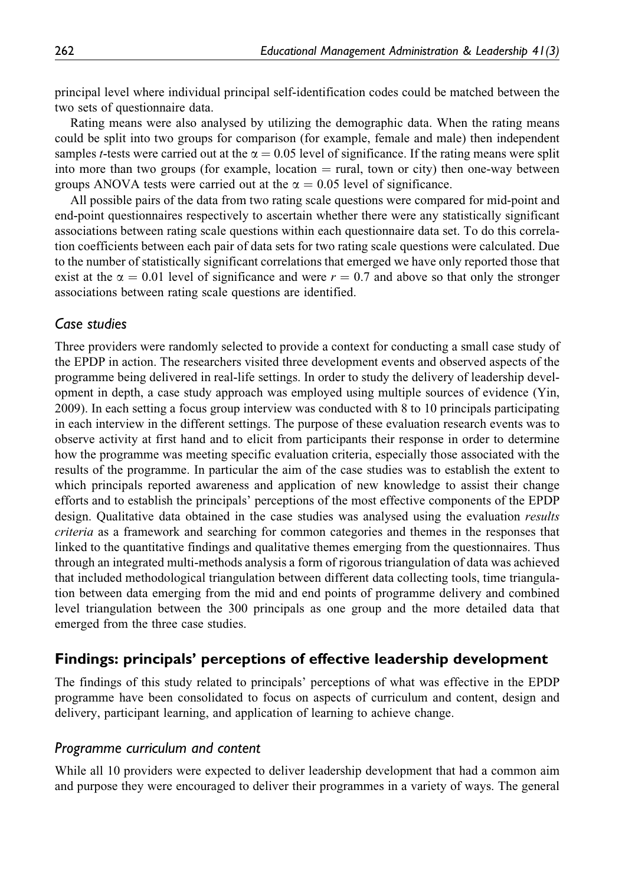principal level where individual principal self-identification codes could be matched between the two sets of questionnaire data.

Rating means were also analysed by utilizing the demographic data. When the rating means could be split into two groups for comparison (for example, female and male) then independent samples $t$-tests were carried out at the $\alpha = 0.05$ level of significance. If the rating means were split into more than two groups (for example, location = rural, town or city) then one-way between groups ANOVA tests were carried out at the $\alpha = 0.05$ level of significance.

All possible pairs of the data from two rating scale questions were compared for mid-point and end-point questionnaires respectively to ascertain whether there were any statistically significant associations between rating scale questions within each questionnaire data set. To do this correlation coefficients between each pair of data sets for two rating scale questions were calculated. Due to the number of statistically significant correlations that emerged we have only reported those that exist at the $\alpha = 0.01$ level of significance and were $r = 0.7$ and above so that only the stronger associations between rating scale questions are identified.

### Case studies

Three providers were randomly selected to provide a context for conducting a small case study of the EPDP in action. The researchers visited three development events and observed aspects of the programme being delivered in real-life settings. In order to study the delivery of leadership development in depth, a case study approach was employed using multiple sources of evidence (Yin, 2009). In each setting a focus group interview was conducted with 8 to 10 principals participating in each interview in the different settings. The purpose of these evaluation research events was to observe activity at first hand and to elicit from participants their response in order to determine how the programme was meeting specific evaluation criteria, especially those associated with the results of the programme. In particular the aim of the case studies was to establish the extent to which principals reported awareness and application of new knowledge to assist their change efforts and to establish the principals' perceptions of the most effective components of the EPDP design. Qualitative data obtained in the case studies was analysed using the evaluation *results criteria* as a framework and searching for common categories and themes in the responses that linked to the quantitative findings and qualitative themes emerging from the questionnaires. Thus through an integrated multi-methods analysis a form of rigorous triangulation of data was achieved that included methodological triangulation between different data collecting tools, time triangulation between data emerging from the mid and end points of programme delivery and combined level triangulation between the 300 principals as one group and the more detailed data that emerged from the three case studies.

## Findings: principals' perceptions of effective leadership development

The findings of this study related to principals' perceptions of what was effective in the EPDP programme have been consolidated to focus on aspects of curriculum and content, design and delivery, participant learning, and application of learning to achieve change.

### Programme curriculum and content

While all 10 providers were expected to deliver leadership development that had a common aim and purpose they were encouraged to deliver their programmes in a variety of ways. The general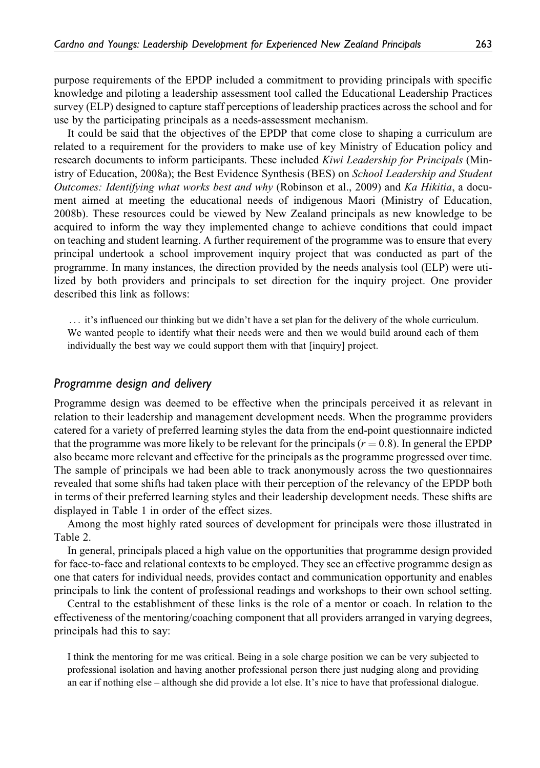purpose requirements of the EPDP included a commitment to providing principals with specific knowledge and piloting a leadership assessment tool called the Educational Leadership Practices survey (ELP) designed to capture staff perceptions of leadership practices across the school and for use by the participating principals as a needs-assessment mechanism.

It could be said that the objectives of the EPDP that come close to shaping a curriculum are related to a requirement for the providers to make use of key Ministry of Education policy and research documents to inform participants. These included *Kiwi Leadership for Principals* (Ministry of Education, 2008a); the Best Evidence Synthesis (BES) on *School Leadership and Student Outcomes: Identifying what works best and why* (Robinson et al., 2009) and *Ka Hikitia*, a document aimed at meeting the educational needs of indigenous Maori (Ministry of Education, 2008b). These resources could be viewed by New Zealand principals as new knowledge to be acquired to inform the way they implemented change to achieve conditions that could impact on teaching and student learning. A further requirement of the programme was to ensure that every principal undertook a school improvement inquiry project that was conducted as part of the programme. In many instances, the direction provided by the needs analysis tool (ELP) were utilized by both providers and principals to set direction for the inquiry project. One provider described this link as follows:

> … it's influenced our thinking but we didn't have a set plan for the delivery of the whole curriculum. We wanted people to identify what their needs were and then we would build around each of them individually the best way we could support them with that [inquiry] project.

### *Programme design and delivery*

Programme design was deemed to be effective when the principals perceived it as relevant in relation to their leadership and management development needs. When the programme providers catered for a variety of preferred learning styles the data from the end-point questionnaire indicted that the programme was more likely to be relevant for the principals ($r = 0.8$). In general the EPDP also became more relevant and effective for the principals as the programme progressed over time. The sample of principals we had been able to track anonymously across the two questionnaires revealed that some shifts had taken place with their perception of the relevancy of the EPDP both in terms of their preferred learning styles and their leadership development needs. These shifts are displayed in Table 1 in order of the effect sizes.

Among the most highly rated sources of development for principals were those illustrated in Table 2.

In general, principals placed a high value on the opportunities that programme design provided for face-to-face and relational contexts to be employed. They see an effective programme design as one that caters for individual needs, provides contact and communication opportunity and enables principals to link the content of professional readings and workshops to their own school setting.

Central to the establishment of these links is the role of a mentor or coach. In relation to the effectiveness of the mentoring/coaching component that all providers arranged in varying degrees, principals had this to say:

> I think the mentoring for me was critical. Being in a sole charge position we can be very subjected to professional isolation and having another professional person there just nudging along and providing an ear if nothing else – although she did provide a lot else. It's nice to have that professional dialogue.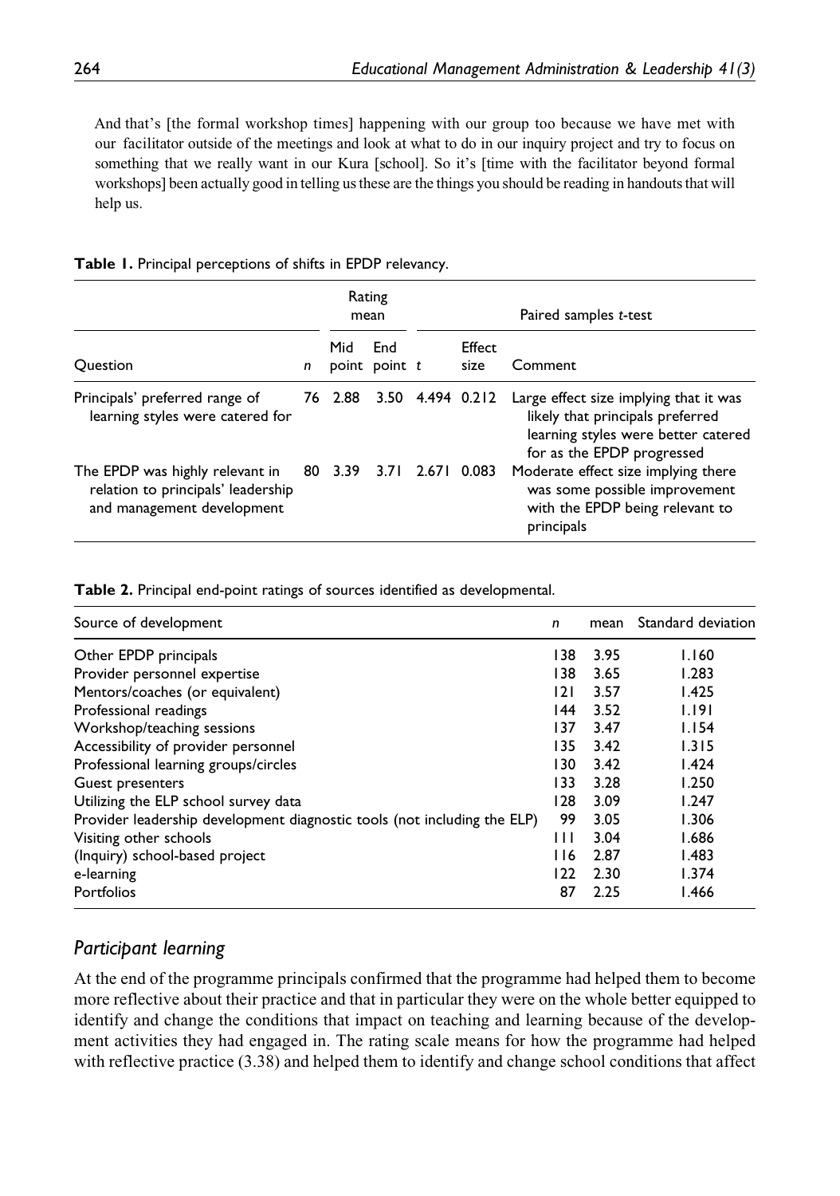> And that's [the formal workshop times] happening with our group too because we have met with our facilitator outside of the meetings and look at what to do in our inquiry project and try to focus on something that we really want in our Kura [school]. So it's [time with the facilitator beyond formal workshops] been actually good in telling us these are the things you should be reading in handouts that will help us.

**Table 1.** Principal perceptions of shifts in EPDP relevancy.

| | | Rating mean | | Paired samples *t*-test | | |
|---|---|---|---|---|---|---|
| Question | *n* | Mid point | End point | *t* | Effect size | Comment |
| Principals' preferred range of learning styles were catered for | 76 | 2.88 | 3.50 | 4.494 | 0.212 | Large effect size implying that it was likely that principals preferred learning styles were better catered for as the EPDP progressed |
| The EPDP was highly relevant in relation to principals' leadership and management development | 80 | 3.39 | 3.71 | 2.671 | 0.083 | Moderate effect size implying there was some possible improvement with the EPDP being relevant to principals |

**Table 2.** Principal end-point ratings of sources identified as developmental.

| Source of development | *n* | mean | Standard deviation |
|---|---|---|---|
| Other EPDP principals | 138 | 3.95 | 1.160 |
| Provider personnel expertise | 138 | 3.65 | 1.283 |
| Mentors/coaches (or equivalent) | 121 | 3.57 | 1.425 |
| Professional readings | 144 | 3.52 | 1.191 |
| Workshop/teaching sessions | 137 | 3.47 | 1.154 |
| Accessibility of provider personnel | 135 | 3.42 | 1.315 |
| Professional learning groups/circles | 130 | 3.42 | 1.424 |
| Guest presenters | 133 | 3.28 | 1.250 |
| Utilizing the ELP school survey data | 128 | 3.09 | 1.247 |
| Provider leadership development diagnostic tools (not including the ELP) | 99 | 3.05 | 1.306 |
| Visiting other schools | 111 | 3.04 | 1.686 |
| (Inquiry) school-based project | 116 | 2.87 | 1.483 |
| e-learning | 122 | 2.30 | 1.374 |
| Portfolios | 87 | 2.25 | 1.466 |

## *Participant learning*

At the end of the programme principals confirmed that the programme had helped them to become more reflective about their practice and that in particular they were on the whole better equipped to identify and change the conditions that impact on teaching and learning because of the development activities they had engaged in. The rating scale means for how the programme had helped with reflective practice (3.38) and helped them to identify and change school conditions that affect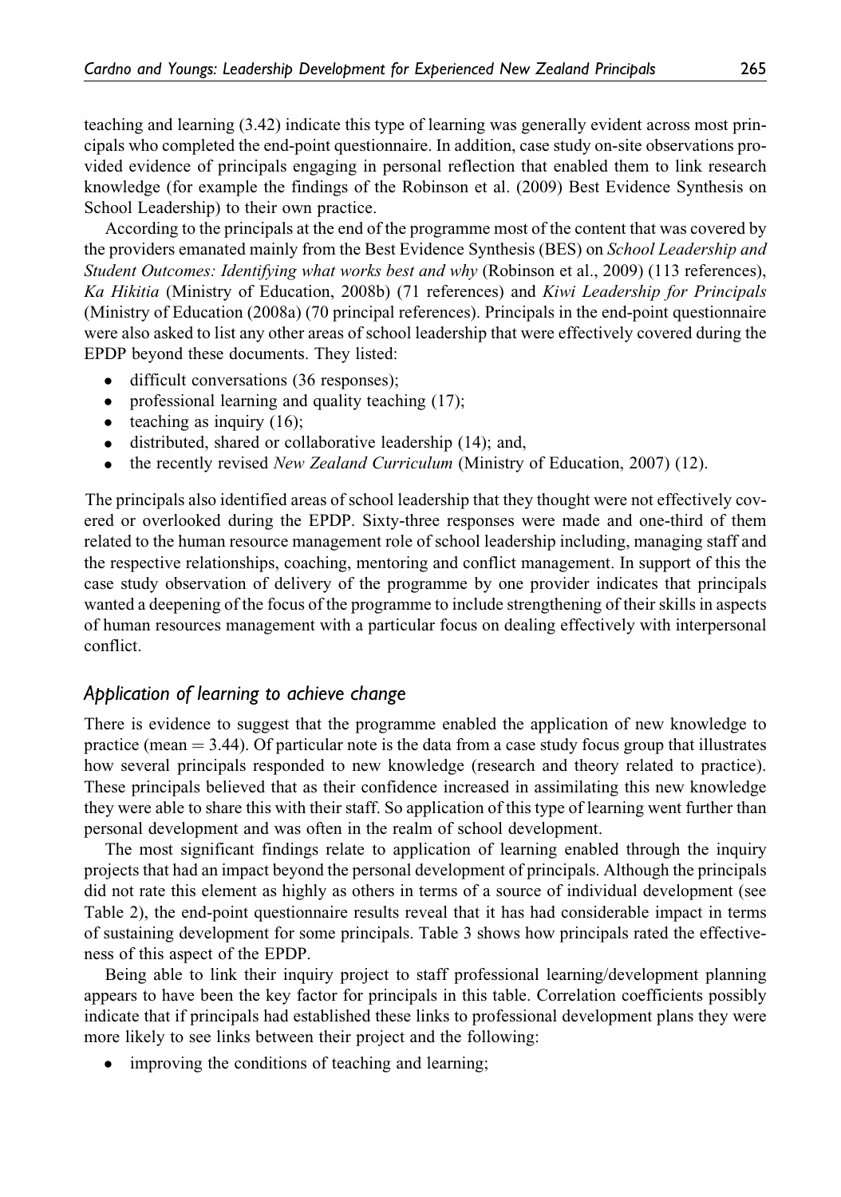teaching and learning (3.42) indicate this type of learning was generally evident across most principals who completed the end-point questionnaire. In addition, case study on-site observations provided evidence of principals engaging in personal reflection that enabled them to link research knowledge (for example the findings of the Robinson et al. (2009) Best Evidence Synthesis on School Leadership) to their own practice.

According to the principals at the end of the programme most of the content that was covered by the providers emanated mainly from the Best Evidence Synthesis (BES) on *School Leadership and Student Outcomes: Identifying what works best and why* (Robinson et al., 2009) (113 references), *Ka Hikitia* (Ministry of Education, 2008b) (71 references) and *Kiwi Leadership for Principals* (Ministry of Education (2008a) (70 principal references). Principals in the end-point questionnaire were also asked to list any other areas of school leadership that were effectively covered during the EPDP beyond these documents. They listed:

- difficult conversations (36 responses);
- professional learning and quality teaching (17);
- teaching as inquiry (16);
- distributed, shared or collaborative leadership (14); and,
- the recently revised *New Zealand Curriculum* (Ministry of Education, 2007) (12).

The principals also identified areas of school leadership that they thought were not effectively covered or overlooked during the EPDP. Sixty-three responses were made and one-third of them related to the human resource management role of school leadership including, managing staff and the respective relationships, coaching, mentoring and conflict management. In support of this the case study observation of delivery of the programme by one provider indicates that principals wanted a deepening of the focus of the programme to include strengthening of their skills in aspects of human resources management with a particular focus on dealing effectively with interpersonal conflict.

## *Application of learning to achieve change*

There is evidence to suggest that the programme enabled the application of new knowledge to practice (mean = 3.44). Of particular note is the data from a case study focus group that illustrates how several principals responded to new knowledge (research and theory related to practice). These principals believed that as their confidence increased in assimilating this new knowledge they were able to share this with their staff. So application of this type of learning went further than personal development and was often in the realm of school development.

The most significant findings relate to application of learning enabled through the inquiry projects that had an impact beyond the personal development of principals. Although the principals did not rate this element as highly as others in terms of a source of individual development (see Table 2), the end-point questionnaire results reveal that it has had considerable impact in terms of sustaining development for some principals. Table 3 shows how principals rated the effectiveness of this aspect of the EPDP.

Being able to link their inquiry project to staff professional learning/development planning appears to have been the key factor for principals in this table. Correlation coefficients possibly indicate that if principals had established these links to professional development plans they were more likely to see links between their project and the following:

- improving the conditions of teaching and learning;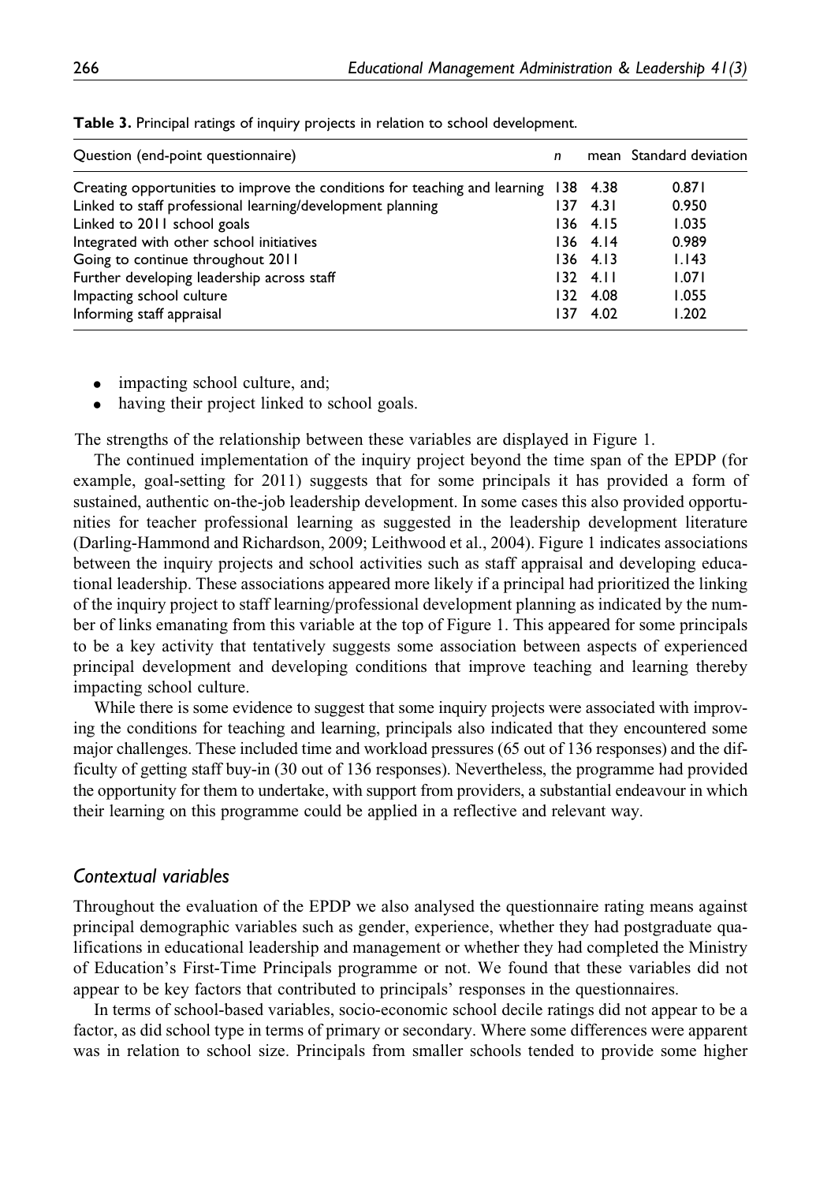**Table 3.** Principal ratings of inquiry projects in relation to school development.

| Question (end-point questionnaire) | n | mean | Standard deviation |
|---|---|---|---|
| Creating opportunities to improve the conditions for teaching and learning | 138 | 4.38 | 0.871 |
| Linked to staff professional learning/development planning | 137 | 4.31 | 0.950 |
| Linked to 2011 school goals | 136 | 4.15 | 1.035 |
| Integrated with other school initiatives | 136 | 4.14 | 0.989 |
| Going to continue throughout 2011 | 136 | 4.13 | 1.143 |
| Further developing leadership across staff | 132 | 4.11 | 1.071 |
| Impacting school culture | 132 | 4.08 | 1.055 |
| Informing staff appraisal | 137 | 4.02 | 1.202 |

- impacting school culture, and;
- having their project linked to school goals.

The strengths of the relationship between these variables are displayed in Figure 1.

The continued implementation of the inquiry project beyond the time span of the EPDP (for example, goal-setting for 2011) suggests that for some principals it has provided a form of sustained, authentic on-the-job leadership development. In some cases this also provided opportunities for teacher professional learning as suggested in the leadership development literature (Darling-Hammond and Richardson, 2009; Leithwood et al., 2004). Figure 1 indicates associations between the inquiry projects and school activities such as staff appraisal and developing educational leadership. These associations appeared more likely if a principal had prioritized the linking of the inquiry project to staff learning/professional development planning as indicated by the number of links emanating from this variable at the top of Figure 1. This appeared for some principals to be a key activity that tentatively suggests some association between aspects of experienced principal development and developing conditions that improve teaching and learning thereby impacting school culture.

While there is some evidence to suggest that some inquiry projects were associated with improving the conditions for teaching and learning, principals also indicated that they encountered some major challenges. These included time and workload pressures (65 out of 136 responses) and the difficulty of getting staff buy-in (30 out of 136 responses). Nevertheless, the programme had provided the opportunity for them to undertake, with support from providers, a substantial endeavour in which their learning on this programme could be applied in a reflective and relevant way.

### *Contextual variables*

Throughout the evaluation of the EPDP we also analysed the questionnaire rating means against principal demographic variables such as gender, experience, whether they had postgraduate qualifications in educational leadership and management or whether they had completed the Ministry of Education's First-Time Principals programme or not. We found that these variables did not appear to be key factors that contributed to principals' responses in the questionnaires.

In terms of school-based variables, socio-economic school decile ratings did not appear to be a factor, as did school type in terms of primary or secondary. Where some differences were apparent was in relation to school size. Principals from smaller schools tended to provide some higher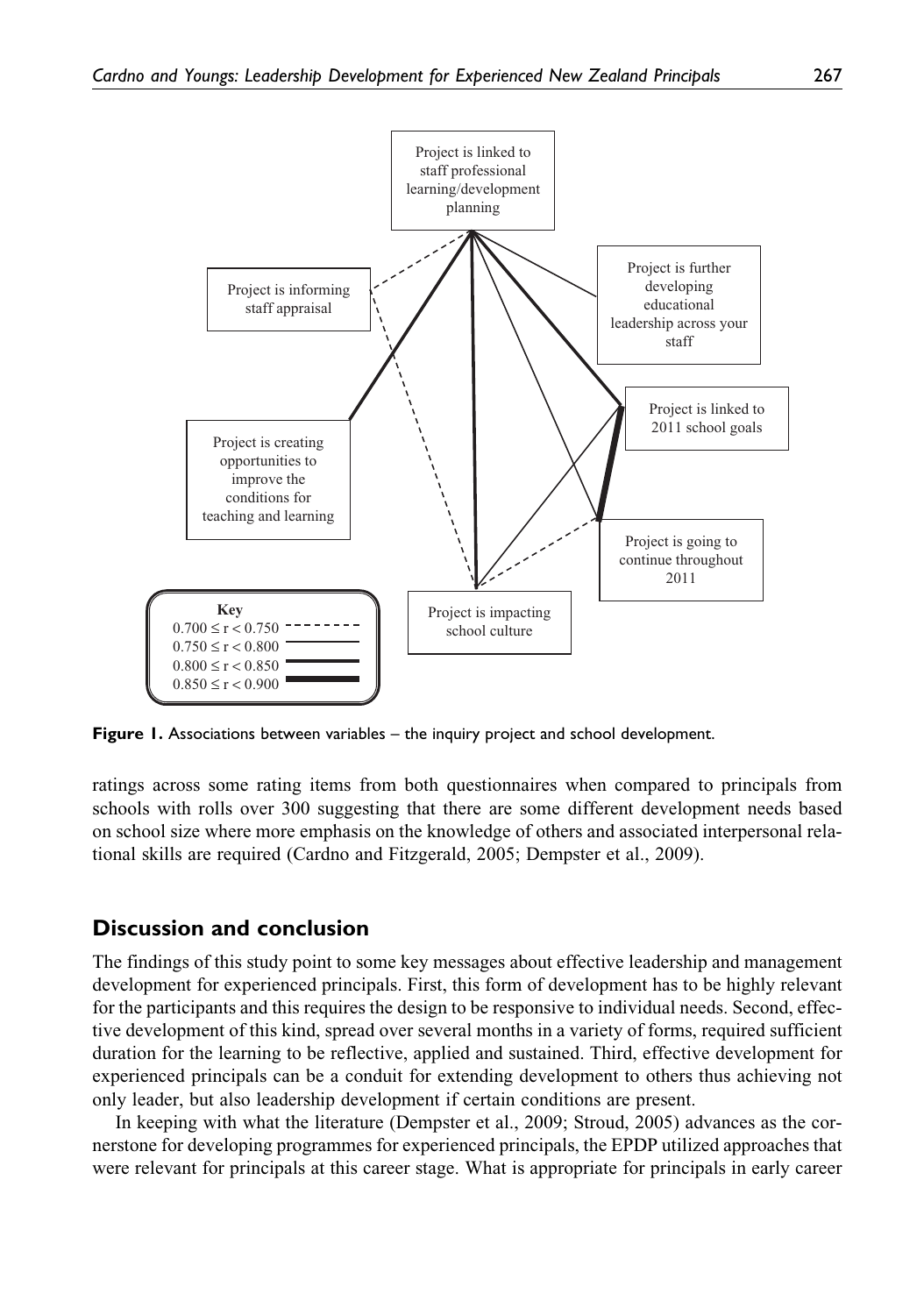Project is linked to staff professional learning/development planning

Project is informing staff appraisal

Project is further developing educational leadership across your staff

Project is linked to 2011 school goals

Project is creating opportunities to improve the conditions for teaching and learning

Project is going to continue throughout 2011

Project is impacting school culture

**Key**

$0.700 \le r < 0.750$

$0.750 \le r < 0.800$

$0.800 \le r < 0.850$

$0.850 \le r < 0.900$

**Figure 1.** Associations between variables – the inquiry project and school development.

ratings across some rating items from both questionnaires when compared to principals from schools with rolls over 300 suggesting that there are some different development needs based on school size where more emphasis on the knowledge of others and associated interpersonal relational skills are required (Cardno and Fitzgerald, 2005; Dempster et al., 2009).

## Discussion and conclusion

The findings of this study point to some key messages about effective leadership and management development for experienced principals. First, this form of development has to be highly relevant for the participants and this requires the design to be responsive to individual needs. Second, effective development of this kind, spread over several months in a variety of forms, required sufficient duration for the learning to be reflective, applied and sustained. Third, effective development for experienced principals can be a conduit for extending development to others thus achieving not only leader, but also leadership development if certain conditions are present.

In keeping with what the literature (Dempster et al., 2009; Stroud, 2005) advances as the cornerstone for developing programmes for experienced principals, the EPDP utilized approaches that were relevant for principals at this career stage. What is appropriate for principals in early career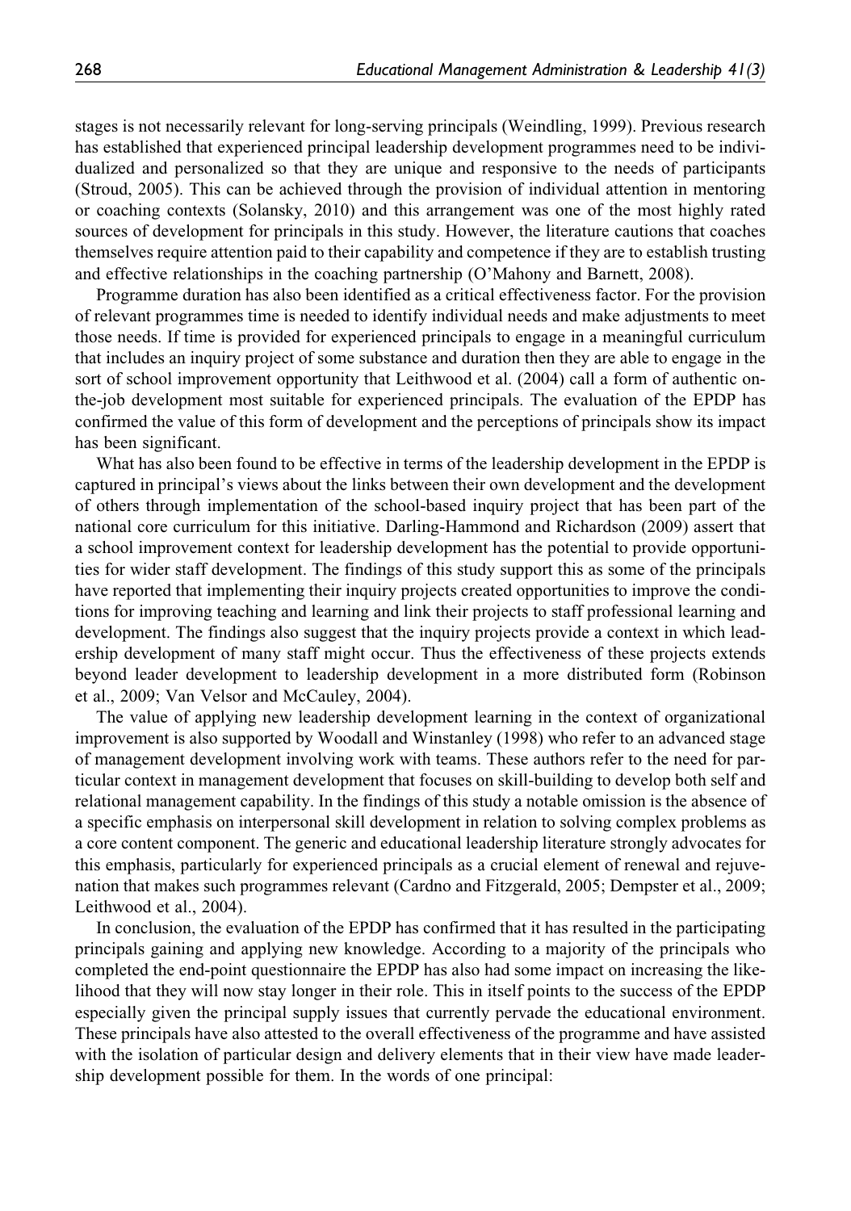stages is not necessarily relevant for long-serving principals (Weindling, 1999). Previous research has established that experienced principal leadership development programmes need to be individualized and personalized so that they are unique and responsive to the needs of participants (Stroud, 2005). This can be achieved through the provision of individual attention in mentoring or coaching contexts (Solansky, 2010) and this arrangement was one of the most highly rated sources of development for principals in this study. However, the literature cautions that coaches themselves require attention paid to their capability and competence if they are to establish trusting and effective relationships in the coaching partnership (O'Mahony and Barnett, 2008).

Programme duration has also been identified as a critical effectiveness factor. For the provision of relevant programmes time is needed to identify individual needs and make adjustments to meet those needs. If time is provided for experienced principals to engage in a meaningful curriculum that includes an inquiry project of some substance and duration then they are able to engage in the sort of school improvement opportunity that Leithwood et al. (2004) call a form of authentic on-the-job development most suitable for experienced principals. The evaluation of the EPDP has confirmed the value of this form of development and the perceptions of principals show its impact has been significant.

What has also been found to be effective in terms of the leadership development in the EPDP is captured in principal's views about the links between their own development and the development of others through implementation of the school-based inquiry project that has been part of the national core curriculum for this initiative. Darling-Hammond and Richardson (2009) assert that a school improvement context for leadership development has the potential to provide opportunities for wider staff development. The findings of this study support this as some of the principals have reported that implementing their inquiry projects created opportunities to improve the conditions for improving teaching and learning and link their projects to staff professional learning and development. The findings also suggest that the inquiry projects provide a context in which leadership development of many staff might occur. Thus the effectiveness of these projects extends beyond leader development to leadership development in a more distributed form (Robinson et al., 2009; Van Velsor and McCauley, 2004).

The value of applying new leadership development learning in the context of organizational improvement is also supported by Woodall and Winstanley (1998) who refer to an advanced stage of management development involving work with teams. These authors refer to the need for particular context in management development that focuses on skill-building to develop both self and relational management capability. In the findings of this study a notable omission is the absence of a specific emphasis on interpersonal skill development in relation to solving complex problems as a core content component. The generic and educational leadership literature strongly advocates for this emphasis, particularly for experienced principals as a crucial element of renewal and rejuvenation that makes such programmes relevant (Cardno and Fitzgerald, 2005; Dempster et al., 2009; Leithwood et al., 2004).

In conclusion, the evaluation of the EPDP has confirmed that it has resulted in the participating principals gaining and applying new knowledge. According to a majority of the principals who completed the end-point questionnaire the EPDP has also had some impact on increasing the likelihood that they will now stay longer in their role. This in itself points to the success of the EPDP especially given the principal supply issues that currently pervade the educational environment. These principals have also attested to the overall effectiveness of the programme and have assisted with the isolation of particular design and delivery elements that in their view have made leadership development possible for them. In the words of one principal: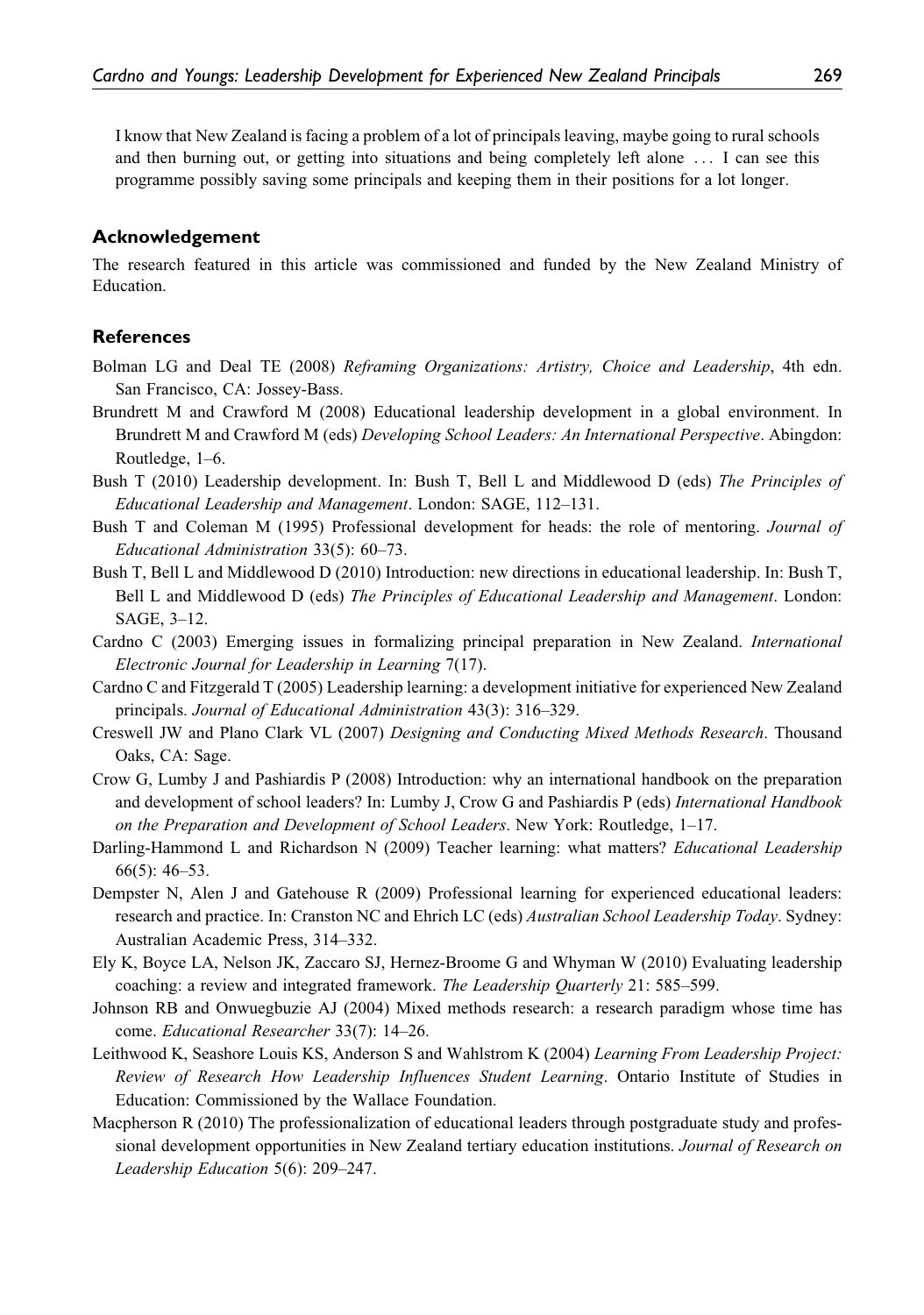I know that New Zealand is facing a problem of a lot of principals leaving, maybe going to rural schools and then burning out, or getting into situations and being completely left alone ... I can see this programme possibly saving some principals and keeping them in their positions for a lot longer.

## Acknowledgement

The research featured in this article was commissioned and funded by the New Zealand Ministry of Education.

## References

Bolman LG and Deal TE (2008) *Reframing Organizations: Artistry, Choice and Leadership*, 4th edn. San Francisco, CA: Jossey-Bass.

Brundrett M and Crawford M (2008) Educational leadership development in a global environment. In Brundrett M and Crawford M (eds) *Developing School Leaders: An International Perspective*. Abingdon: Routledge, 1–6.

Bush T (2010) Leadership development. In: Bush T, Bell L and Middlewood D (eds) *The Principles of Educational Leadership and Management*. London: SAGE, 112–131.

Bush T and Coleman M (1995) Professional development for heads: the role of mentoring. *Journal of Educational Administration* 33(5): 60–73.

Bush T, Bell L and Middlewood D (2010) Introduction: new directions in educational leadership. In: Bush T, Bell L and Middlewood D (eds) *The Principles of Educational Leadership and Management*. London: SAGE, 3–12.

Cardno C (2003) Emerging issues in formalizing principal preparation in New Zealand. *International Electronic Journal for Leadership in Learning* 7(17).

Cardno C and Fitzgerald T (2005) Leadership learning: a development initiative for experienced New Zealand principals. *Journal of Educational Administration* 43(3): 316–329.

Creswell JW and Plano Clark VL (2007) *Designing and Conducting Mixed Methods Research*. Thousand Oaks, CA: Sage.

Crow G, Lumby J and Pashiardis P (2008) Introduction: why an international handbook on the preparation and development of school leaders? In: Lumby J, Crow G and Pashiardis P (eds) *International Handbook on the Preparation and Development of School Leaders*. New York: Routledge, 1–17.

Darling-Hammond L and Richardson N (2009) Teacher learning: what matters? *Educational Leadership* 66(5): 46–53.

Dempster N, Alen J and Gatehouse R (2009) Professional learning for experienced educational leaders: research and practice. In: Cranston NC and Ehrich LC (eds) *Australian School Leadership Today*. Sydney: Australian Academic Press, 314–332.

Ely K, Boyce LA, Nelson JK, Zaccaro SJ, Hernez-Broome G and Whyman W (2010) Evaluating leadership coaching: a review and integrated framework. *The Leadership Quarterly* 21: 585–599.

Johnson RB and Onwuegbuzie AJ (2004) Mixed methods research: a research paradigm whose time has come. *Educational Researcher* 33(7): 14–26.

Leithwood K, Seashore Louis KS, Anderson S and Wahlstrom K (2004) *Learning From Leadership Project: Review of Research How Leadership Influences Student Learning*. Ontario Institute of Studies in Education: Commissioned by the Wallace Foundation.

Macpherson R (2010) The professionalization of educational leaders through postgraduate study and professional development opportunities in New Zealand tertiary education institutions. *Journal of Research on Leadership Education* 5(6): 209–247.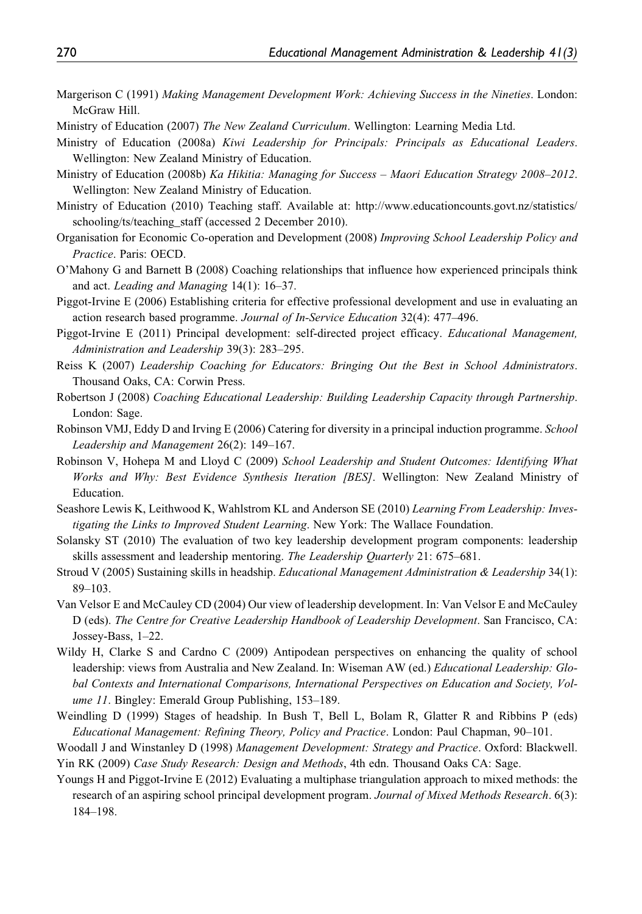Margerison C (1991) *Making Management Development Work: Achieving Success in the Nineties*. London: McGraw Hill.

Ministry of Education (2007) *The New Zealand Curriculum*. Wellington: Learning Media Ltd.

Ministry of Education (2008a) *Kiwi Leadership for Principals: Principals as Educational Leaders*. Wellington: New Zealand Ministry of Education.

Ministry of Education (2008b) *Ka Hikitia: Managing for Success – Maori Education Strategy 2008–2012*. Wellington: New Zealand Ministry of Education.

Ministry of Education (2010) Teaching staff. Available at: http://www.educationcounts.govt.nz/statistics/schooling/ts/teaching_staff (accessed 2 December 2010).

Organisation for Economic Co-operation and Development (2008) *Improving School Leadership Policy and Practice*. Paris: OECD.

O'Mahony G and Barnett B (2008) Coaching relationships that influence how experienced principals think and act. *Leading and Managing* 14(1): 16–37.

Piggot-Irvine E (2006) Establishing criteria for effective professional development and use in evaluating an action research based programme. *Journal of In-Service Education* 32(4): 477–496.

Piggot-Irvine E (2011) Principal development: self-directed project efficacy. *Educational Management, Administration and Leadership* 39(3): 283–295.

Reiss K (2007) *Leadership Coaching for Educators: Bringing Out the Best in School Administrators*. Thousand Oaks, CA: Corwin Press.

Robertson J (2008) *Coaching Educational Leadership: Building Leadership Capacity through Partnership*. London: Sage.

Robinson VMJ, Eddy D and Irving E (2006) Catering for diversity in a principal induction programme. *School Leadership and Management* 26(2): 149–167.

Robinson V, Hohepa M and Lloyd C (2009) *School Leadership and Student Outcomes: Identifying What Works and Why: Best Evidence Synthesis Iteration [BES]*. Wellington: New Zealand Ministry of Education.

Seashore Lewis K, Leithwood K, Wahlstrom KL and Anderson SE (2010) *Learning From Leadership: Investigating the Links to Improved Student Learning*. New York: The Wallace Foundation.

Solansky ST (2010) The evaluation of two key leadership development program components: leadership skills assessment and leadership mentoring. *The Leadership Quarterly* 21: 675–681.

Stroud V (2005) Sustaining skills in headship. *Educational Management Administration & Leadership* 34(1): 89–103.

Van Velsor E and McCauley CD (2004) Our view of leadership development. In: Van Velsor E and McCauley D (eds). *The Centre for Creative Leadership Handbook of Leadership Development*. San Francisco, CA: Jossey-Bass, 1–22.

Wildy H, Clarke S and Cardno C (2009) Antipodean perspectives on enhancing the quality of school leadership: views from Australia and New Zealand. In: Wiseman AW (ed.) *Educational Leadership: Global Contexts and International Comparisons, International Perspectives on Education and Society, Volume 11*. Bingley: Emerald Group Publishing, 153–189.

Weindling D (1999) Stages of headship. In Bush T, Bell L, Bolam R, Glatter R and Ribbins P (eds) *Educational Management: Refining Theory, Policy and Practice*. London: Paul Chapman, 90–101.

Woodall J and Winstanley D (1998) *Management Development: Strategy and Practice*. Oxford: Blackwell.

Yin RK (2009) *Case Study Research: Design and Methods*, 4th edn. Thousand Oaks CA: Sage.

Youngs H and Piggot-Irvine E (2012) Evaluating a multiphase triangulation approach to mixed methods: the research of an aspiring school principal development program. *Journal of Mixed Methods Research*. 6(3): 184–198.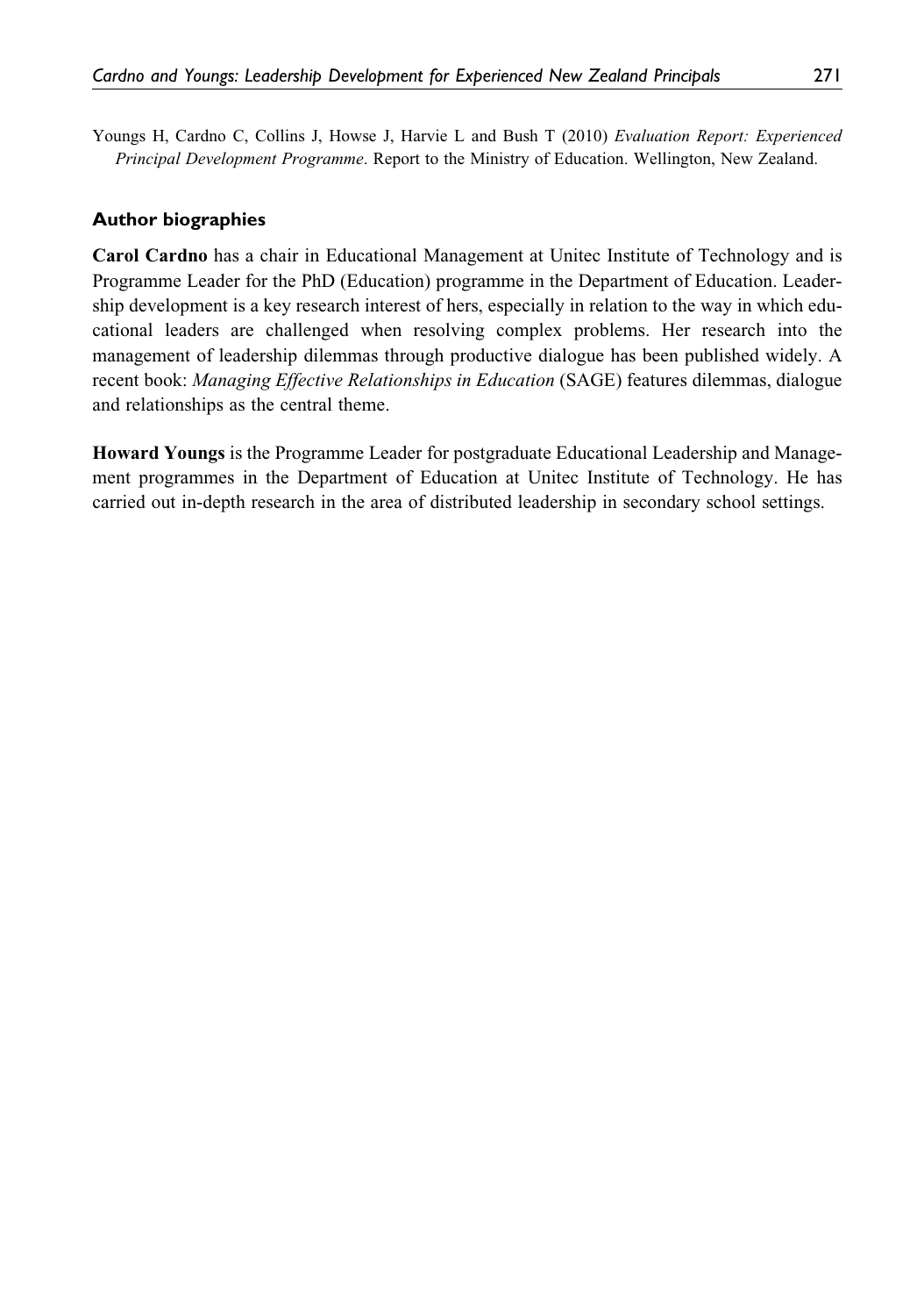Youngs H, Cardno C, Collins J, Howse J, Harvie L and Bush T (2010) *Evaluation Report: Experienced Principal Development Programme*. Report to the Ministry of Education. Wellington, New Zealand.

## Author biographies

**Carol Cardno** has a chair in Educational Management at Unitec Institute of Technology and is Programme Leader for the PhD (Education) programme in the Department of Education. Leadership development is a key research interest of hers, especially in relation to the way in which educational leaders are challenged when resolving complex problems. Her research into the management of leadership dilemmas through productive dialogue has been published widely. A recent book: *Managing Effective Relationships in Education* (SAGE) features dilemmas, dialogue and relationships as the central theme.

**Howard Youngs** is the Programme Leader for postgraduate Educational Leadership and Management programmes in the Department of Education at Unitec Institute of Technology. He has carried out in-depth research in the area of distributed leadership in secondary school settings.